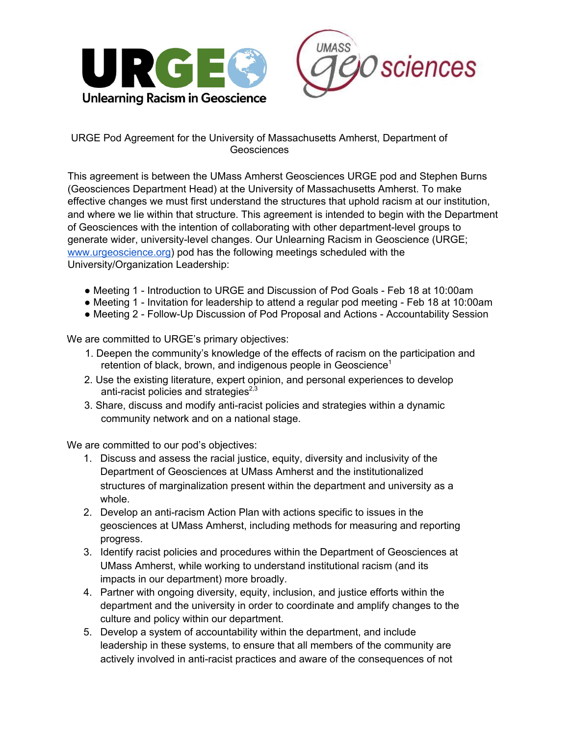URGE Pod Agreement for the University of Massachusetts Amherst, Department of Geosciences

This agreement is between the UMass Amherst Geosciences URGE pod and Stephen Burns (Geosciences Department Head) at the University of Massachusetts Amherst. To make effective changes we must first understand the structures that uphold racism at our institution, and where we lie within that structure. This agreement is intended to begin with the Department of Geosciences with the intention of collaborating with other department-level groups to generate wider, university-level changes. Our Unlearning Racism in Geoscience (URGE; www.urgeoscience.org) pod has the following meetings scheduled with the University/Organization Leadership:

- Meeting 1 - Introduction to URGE and Discussion of Pod Goals - Feb 18 at 10:00am
- Meeting 1 - Invitation for leadership to attend a regular pod meeting - Feb 18 at 10:00am
- Meeting 2 - Follow-Up Discussion of Pod Proposal and Actions - Accountability Session

We are committed to URGE's primary objectives:

1. Deepen the community's knowledge of the effects of racism on the participation and retention of black, brown, and indigenous people in Geoscience[1]
2. Use the existing literature, expert opinion, and personal experiences to develop anti-racist policies and strategies[2,3]
3. Share, discuss and modify anti-racist policies and strategies within a dynamic community network and on a national stage.

We are committed to our pod's objectives:

1. Discuss and assess the racial justice, equity, diversity and inclusivity of the Department of Geosciences at UMass Amherst and the institutionalized structures of marginalization present within the department and university as a whole.
2. Develop an anti-racism Action Plan with actions specific to issues in the geosciences at UMass Amherst, including methods for measuring and reporting progress.
3. Identify racist policies and procedures within the Department of Geosciences at UMass Amherst, while working to understand institutional racism (and its impacts in our department) more broadly.
4. Partner with ongoing diversity, equity, inclusion, and justice efforts within the department and the university in order to coordinate and amplify changes to the culture and policy within our department.
5. Develop a system of accountability within the department, and include leadership in these systems, to ensure that all members of the community are actively involved in anti-racist practices and aware of the consequences of not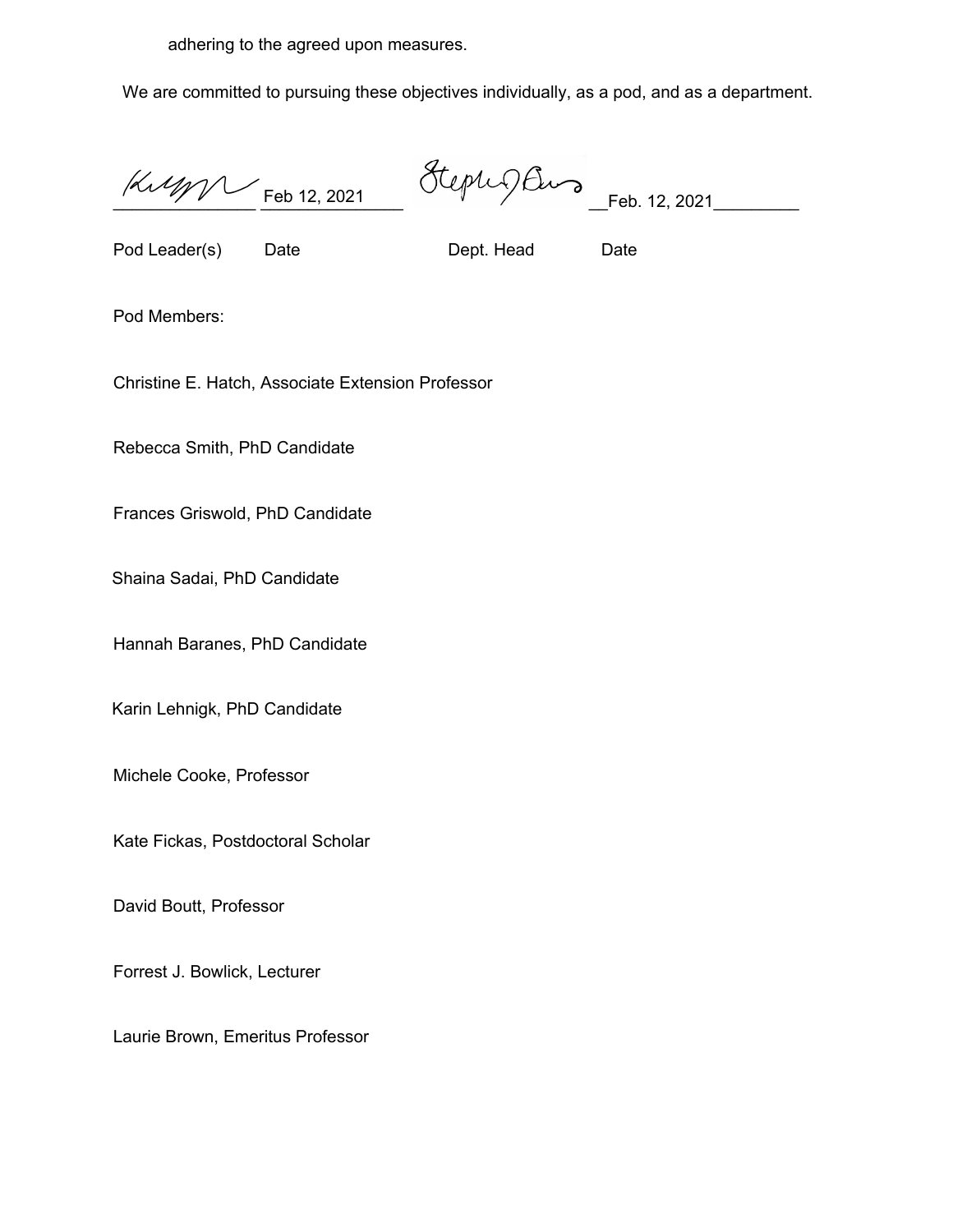adhering to the agreed upon measures.

We are committed to pursuing these objectives individually, as a pod, and as a department.

______________ Feb 12, 2021 ____________ __Feb. 12, 2021_________

Pod Leader(s)  Date  Dept. Head  Date

Pod Members:

Christine E. Hatch, Associate Extension Professor

Rebecca Smith, PhD Candidate

Frances Griswold, PhD Candidate

Shaina Sadai, PhD Candidate

Hannah Baranes, PhD Candidate

Karin Lehnigk, PhD Candidate

Michele Cooke, Professor

Kate Fickas, Postdoctoral Scholar

David Boutt, Professor

Forrest J. Bowlick, Lecturer

Laurie Brown, Emeritus Professor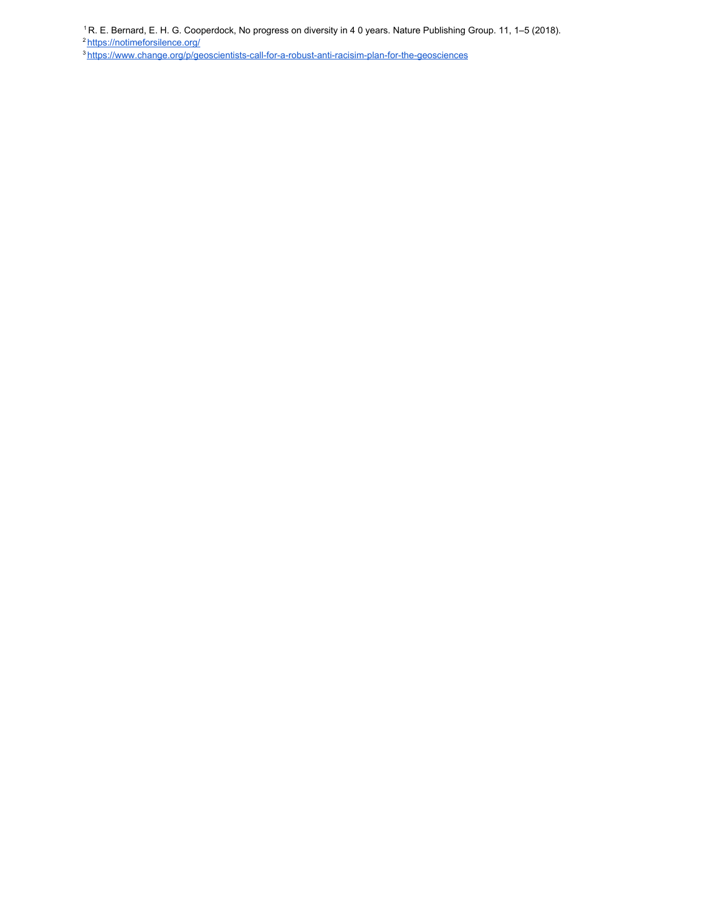[1] R. E. Bernard, E. H. G. Cooperdock, No progress on diversity in 4 0 years. Nature Publishing Group. 11, 1–5 (2018).

[2] https://notimeforsilence.org/

[3] https://www.change.org/p/geoscientists-call-for-a-robust-anti-racisim-plan-for-the-geosciences